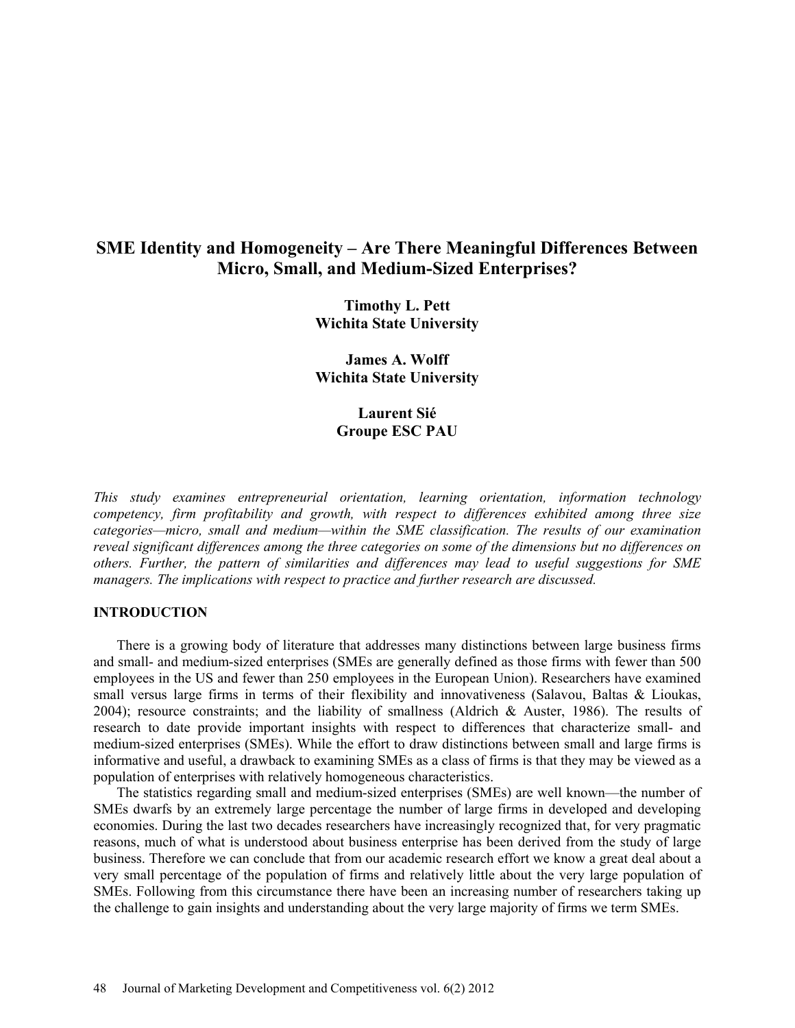# SME Identity and Homogeneity – Are There Meaningful Differences Between Micro, Small, and Medium-Sized Enterprises?

**Timothy L. Pett**
**Wichita State University**

**James A. Wolff**
**Wichita State University**

**Laurent Sié**
**Groupe ESC PAU**

*This study examines entrepreneurial orientation, learning orientation, information technology competency, firm profitability and growth, with respect to differences exhibited among three size categories—micro, small and medium—within the SME classification. The results of our examination reveal significant differences among the three categories on some of the dimensions but no differences on others. Further, the pattern of similarities and differences may lead to useful suggestions for SME managers. The implications with respect to practice and further research are discussed.*

## INTRODUCTION

There is a growing body of literature that addresses many distinctions between large business firms and small- and medium-sized enterprises (SMEs are generally defined as those firms with fewer than 500 employees in the US and fewer than 250 employees in the European Union). Researchers have examined small versus large firms in terms of their flexibility and innovativeness (Salavou, Baltas & Lioukas, 2004); resource constraints; and the liability of smallness (Aldrich & Auster, 1986). The results of research to date provide important insights with respect to differences that characterize small- and medium-sized enterprises (SMEs). While the effort to draw distinctions between small and large firms is informative and useful, a drawback to examining SMEs as a class of firms is that they may be viewed as a population of enterprises with relatively homogeneous characteristics.

The statistics regarding small and medium-sized enterprises (SMEs) are well known—the number of SMEs dwarfs by an extremely large percentage the number of large firms in developed and developing economies. During the last two decades researchers have increasingly recognized that, for very pragmatic reasons, much of what is understood about business enterprise has been derived from the study of large business. Therefore we can conclude that from our academic research effort we know a great deal about a very small percentage of the population of firms and relatively little about the very large population of SMEs. Following from this circumstance there have been an increasing number of researchers taking up the challenge to gain insights and understanding about the very large majority of firms we term SMEs.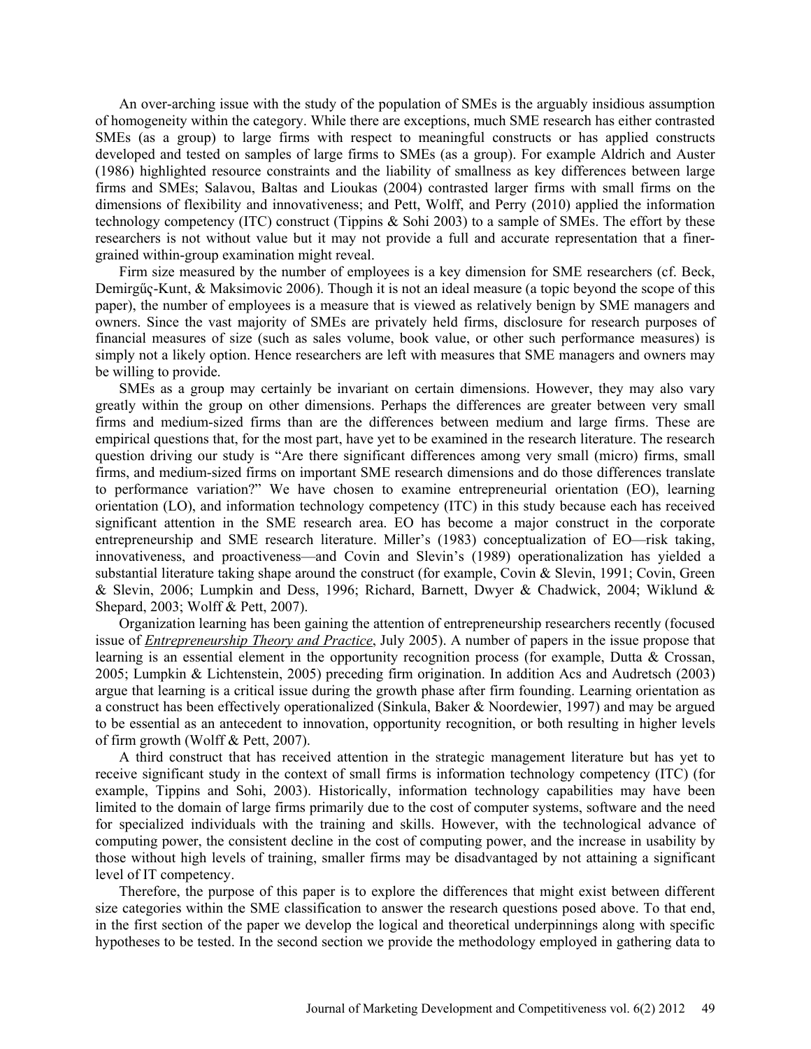An over-arching issue with the study of the population of SMEs is the arguably insidious assumption of homogeneity within the category. While there are exceptions, much SME research has either contrasted SMEs (as a group) to large firms with respect to meaningful constructs or has applied constructs developed and tested on samples of large firms to SMEs (as a group). For example Aldrich and Auster (1986) highlighted resource constraints and the liability of smallness as key differences between large firms and SMEs; Salavou, Baltas and Lioukas (2004) contrasted larger firms with small firms on the dimensions of flexibility and innovativeness; and Pett, Wolff, and Perry (2010) applied the information technology competency (ITC) construct (Tippins & Sohi 2003) to a sample of SMEs. The effort by these researchers is not without value but it may not provide a full and accurate representation that a finer-grained within-group examination might reveal.

Firm size measured by the number of employees is a key dimension for SME researchers (cf. Beck, Demirgűç-Kunt, & Maksimovic 2006). Though it is not an ideal measure (a topic beyond the scope of this paper), the number of employees is a measure that is viewed as relatively benign by SME managers and owners. Since the vast majority of SMEs are privately held firms, disclosure for research purposes of financial measures of size (such as sales volume, book value, or other such performance measures) is simply not a likely option. Hence researchers are left with measures that SME managers and owners may be willing to provide.

SMEs as a group may certainly be invariant on certain dimensions. However, they may also vary greatly within the group on other dimensions. Perhaps the differences are greater between very small firms and medium-sized firms than are the differences between medium and large firms. These are empirical questions that, for the most part, have yet to be examined in the research literature. The research question driving our study is "Are there significant differences among very small (micro) firms, small firms, and medium-sized firms on important SME research dimensions and do those differences translate to performance variation?" We have chosen to examine entrepreneurial orientation (EO), learning orientation (LO), and information technology competency (ITC) in this study because each has received significant attention in the SME research area. EO has become a major construct in the corporate entrepreneurship and SME research literature. Miller's (1983) conceptualization of EO—risk taking, innovativeness, and proactiveness—and Covin and Slevin's (1989) operationalization has yielded a substantial literature taking shape around the construct (for example, Covin & Slevin, 1991; Covin, Green & Slevin, 2006; Lumpkin and Dess, 1996; Richard, Barnett, Dwyer & Chadwick, 2004; Wiklund & Shepard, 2003; Wolff & Pett, 2007).

Organization learning has been gaining the attention of entrepreneurship researchers recently (focused issue of *Entrepreneurship Theory and Practice*, July 2005). A number of papers in the issue propose that learning is an essential element in the opportunity recognition process (for example, Dutta & Crossan, 2005; Lumpkin & Lichtenstein, 2005) preceding firm origination. In addition Acs and Audretsch (2003) argue that learning is a critical issue during the growth phase after firm founding. Learning orientation as a construct has been effectively operationalized (Sinkula, Baker & Noordewier, 1997) and may be argued to be essential as an antecedent to innovation, opportunity recognition, or both resulting in higher levels of firm growth (Wolff & Pett, 2007).

A third construct that has received attention in the strategic management literature but has yet to receive significant study in the context of small firms is information technology competency (ITC) (for example, Tippins and Sohi, 2003). Historically, information technology capabilities may have been limited to the domain of large firms primarily due to the cost of computer systems, software and the need for specialized individuals with the training and skills. However, with the technological advance of computing power, the consistent decline in the cost of computing power, and the increase in usability by those without high levels of training, smaller firms may be disadvantaged by not attaining a significant level of IT competency.

Therefore, the purpose of this paper is to explore the differences that might exist between different size categories within the SME classification to answer the research questions posed above. To that end, in the first section of the paper we develop the logical and theoretical underpinnings along with specific hypotheses to be tested. In the second section we provide the methodology employed in gathering data to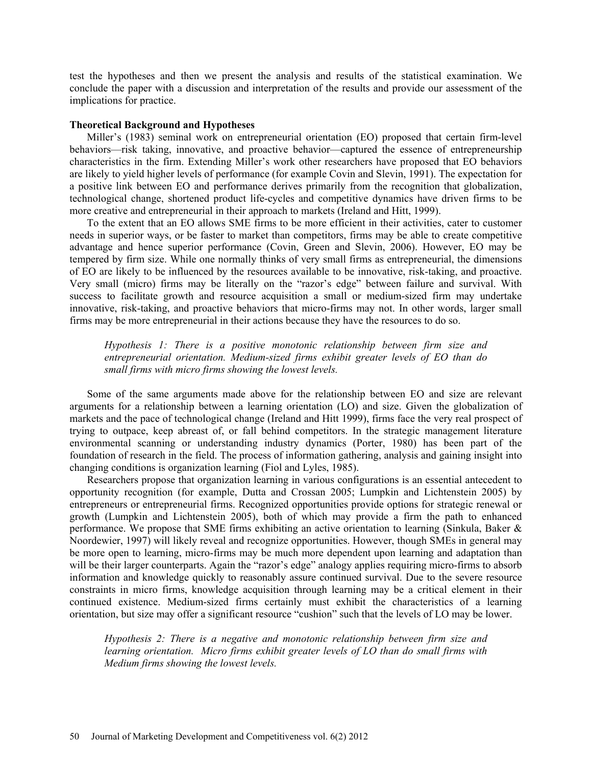test the hypotheses and then we present the analysis and results of the statistical examination. We conclude the paper with a discussion and interpretation of the results and provide our assessment of the implications for practice.

**Theoretical Background and Hypotheses**

Miller's (1983) seminal work on entrepreneurial orientation (EO) proposed that certain firm-level behaviors—risk taking, innovative, and proactive behavior—captured the essence of entrepreneurship characteristics in the firm. Extending Miller's work other researchers have proposed that EO behaviors are likely to yield higher levels of performance (for example Covin and Slevin, 1991). The expectation for a positive link between EO and performance derives primarily from the recognition that globalization, technological change, shortened product life-cycles and competitive dynamics have driven firms to be more creative and entrepreneurial in their approach to markets (Ireland and Hitt, 1999).

To the extent that an EO allows SME firms to be more efficient in their activities, cater to customer needs in superior ways, or be faster to market than competitors, firms may be able to create competitive advantage and hence superior performance (Covin, Green and Slevin, 2006). However, EO may be tempered by firm size. While one normally thinks of very small firms as entrepreneurial, the dimensions of EO are likely to be influenced by the resources available to be innovative, risk-taking, and proactive. Very small (micro) firms may be literally on the "razor's edge" between failure and survival. With success to facilitate growth and resource acquisition a small or medium-sized firm may undertake innovative, risk-taking, and proactive behaviors that micro-firms may not. In other words, larger small firms may be more entrepreneurial in their actions because they have the resources to do so.

> *Hypothesis 1: There is a positive monotonic relationship between firm size and entrepreneurial orientation. Medium-sized firms exhibit greater levels of EO than do small firms with micro firms showing the lowest levels.*

Some of the same arguments made above for the relationship between EO and size are relevant arguments for a relationship between a learning orientation (LO) and size. Given the globalization of markets and the pace of technological change (Ireland and Hitt 1999), firms face the very real prospect of trying to outpace, keep abreast of, or fall behind competitors. In the strategic management literature environmental scanning or understanding industry dynamics (Porter, 1980) has been part of the foundation of research in the field. The process of information gathering, analysis and gaining insight into changing conditions is organization learning (Fiol and Lyles, 1985).

Researchers propose that organization learning in various configurations is an essential antecedent to opportunity recognition (for example, Dutta and Crossan 2005; Lumpkin and Lichtenstein 2005) by entrepreneurs or entrepreneurial firms. Recognized opportunities provide options for strategic renewal or growth (Lumpkin and Lichtenstein 2005), both of which may provide a firm the path to enhanced performance. We propose that SME firms exhibiting an active orientation to learning (Sinkula, Baker & Noordewier, 1997) will likely reveal and recognize opportunities. However, though SMEs in general may be more open to learning, micro-firms may be much more dependent upon learning and adaptation than will be their larger counterparts. Again the "razor's edge" analogy applies requiring micro-firms to absorb information and knowledge quickly to reasonably assure continued survival. Due to the severe resource constraints in micro firms, knowledge acquisition through learning may be a critical element in their continued existence. Medium-sized firms certainly must exhibit the characteristics of a learning orientation, but size may offer a significant resource "cushion" such that the levels of LO may be lower.

> *Hypothesis 2: There is a negative and monotonic relationship between firm size and learning orientation. Micro firms exhibit greater levels of LO than do small firms with Medium firms showing the lowest levels.*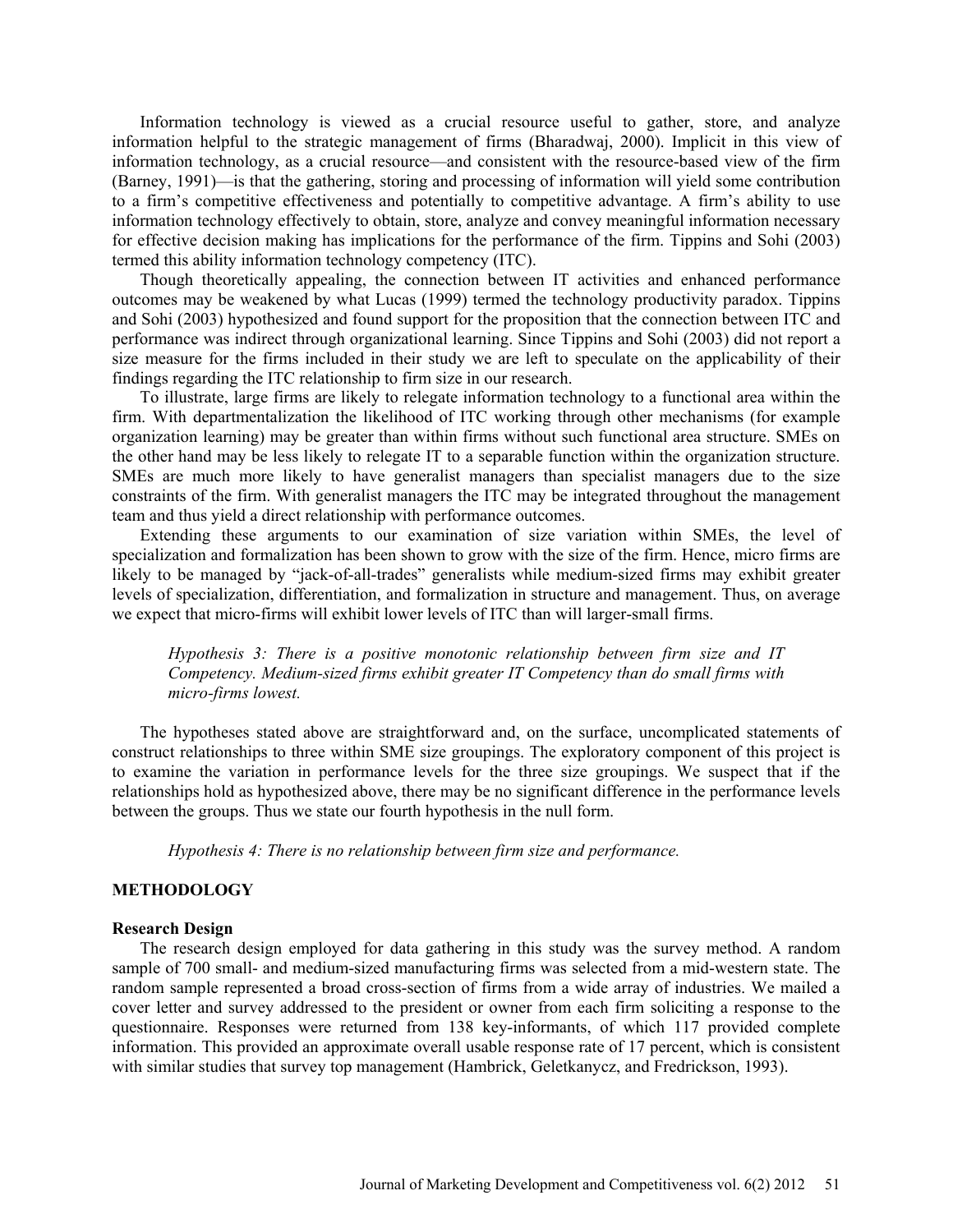Information technology is viewed as a crucial resource useful to gather, store, and analyze information helpful to the strategic management of firms (Bharadwaj, 2000). Implicit in this view of information technology, as a crucial resource—and consistent with the resource-based view of the firm (Barney, 1991)—is that the gathering, storing and processing of information will yield some contribution to a firm's competitive effectiveness and potentially to competitive advantage. A firm's ability to use information technology effectively to obtain, store, analyze and convey meaningful information necessary for effective decision making has implications for the performance of the firm. Tippins and Sohi (2003) termed this ability information technology competency (ITC).

Though theoretically appealing, the connection between IT activities and enhanced performance outcomes may be weakened by what Lucas (1999) termed the technology productivity paradox. Tippins and Sohi (2003) hypothesized and found support for the proposition that the connection between ITC and performance was indirect through organizational learning. Since Tippins and Sohi (2003) did not report a size measure for the firms included in their study we are left to speculate on the applicability of their findings regarding the ITC relationship to firm size in our research.

To illustrate, large firms are likely to relegate information technology to a functional area within the firm. With departmentalization the likelihood of ITC working through other mechanisms (for example organization learning) may be greater than within firms without such functional area structure. SMEs on the other hand may be less likely to relegate IT to a separable function within the organization structure. SMEs are much more likely to have generalist managers than specialist managers due to the size constraints of the firm. With generalist managers the ITC may be integrated throughout the management team and thus yield a direct relationship with performance outcomes.

Extending these arguments to our examination of size variation within SMEs, the level of specialization and formalization has been shown to grow with the size of the firm. Hence, micro firms are likely to be managed by "jack-of-all-trades" generalists while medium-sized firms may exhibit greater levels of specialization, differentiation, and formalization in structure and management. Thus, on average we expect that micro-firms will exhibit lower levels of ITC than will larger-small firms.

> *Hypothesis 3: There is a positive monotonic relationship between firm size and IT Competency. Medium-sized firms exhibit greater IT Competency than do small firms with micro-firms lowest.*

The hypotheses stated above are straightforward and, on the surface, uncomplicated statements of construct relationships to three within SME size groupings. The exploratory component of this project is to examine the variation in performance levels for the three size groupings. We suspect that if the relationships hold as hypothesized above, there may be no significant difference in the performance levels between the groups. Thus we state our fourth hypothesis in the null form.

> *Hypothesis 4: There is no relationship between firm size and performance.*

## METHODOLOGY

### Research Design

The research design employed for data gathering in this study was the survey method. A random sample of 700 small- and medium-sized manufacturing firms was selected from a mid-western state. The random sample represented a broad cross-section of firms from a wide array of industries. We mailed a cover letter and survey addressed to the president or owner from each firm soliciting a response to the questionnaire. Responses were returned from 138 key-informants, of which 117 provided complete information. This provided an approximate overall usable response rate of 17 percent, which is consistent with similar studies that survey top management (Hambrick, Geletkanycz, and Fredrickson, 1993).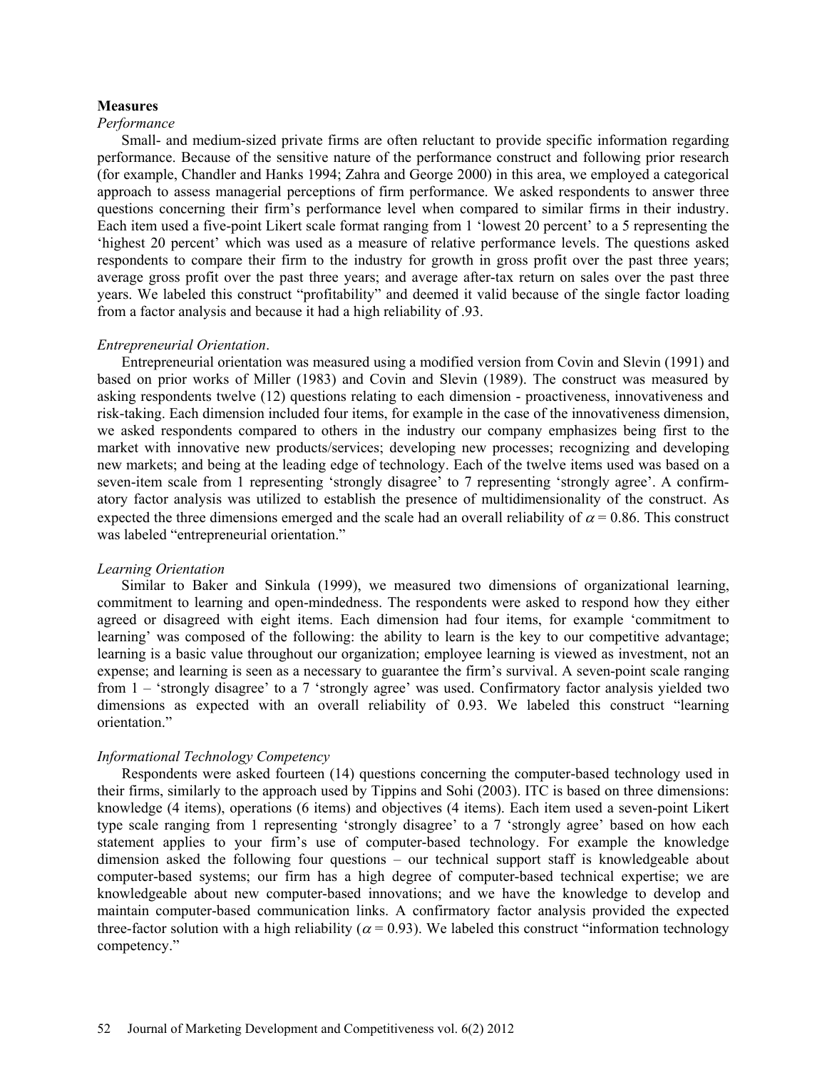**Measures**

*Performance*

Small- and medium-sized private firms are often reluctant to provide specific information regarding performance. Because of the sensitive nature of the performance construct and following prior research (for example, Chandler and Hanks 1994; Zahra and George 2000) in this area, we employed a categorical approach to assess managerial perceptions of firm performance. We asked respondents to answer three questions concerning their firm's performance level when compared to similar firms in their industry. Each item used a five-point Likert scale format ranging from 1 'lowest 20 percent' to a 5 representing the 'highest 20 percent' which was used as a measure of relative performance levels. The questions asked respondents to compare their firm to the industry for growth in gross profit over the past three years; average gross profit over the past three years; and average after-tax return on sales over the past three years. We labeled this construct "profitability" and deemed it valid because of the single factor loading from a factor analysis and because it had a high reliability of .93.

*Entrepreneurial Orientation*.

Entrepreneurial orientation was measured using a modified version from Covin and Slevin (1991) and based on prior works of Miller (1983) and Covin and Slevin (1989). The construct was measured by asking respondents twelve (12) questions relating to each dimension - proactiveness, innovativeness and risk-taking. Each dimension included four items, for example in the case of the innovativeness dimension, we asked respondents compared to others in the industry our company emphasizes being first to the market with innovative new products/services; developing new processes; recognizing and developing new markets; and being at the leading edge of technology. Each of the twelve items used was based on a seven-item scale from 1 representing 'strongly disagree' to 7 representing 'strongly agree'. A confirmatory factor analysis was utilized to establish the presence of multidimensionality of the construct. As expected the three dimensions emerged and the scale had an overall reliability of $\alpha = 0.86$. This construct was labeled "entrepreneurial orientation."

*Learning Orientation*

Similar to Baker and Sinkula (1999), we measured two dimensions of organizational learning, commitment to learning and open-mindedness. The respondents were asked to respond how they either agreed or disagreed with eight items. Each dimension had four items, for example 'commitment to learning' was composed of the following: the ability to learn is the key to our competitive advantage; learning is a basic value throughout our organization; employee learning is viewed as investment, not an expense; and learning is seen as a necessary to guarantee the firm's survival. A seven-point scale ranging from 1 – 'strongly disagree' to a 7 'strongly agree' was used. Confirmatory factor analysis yielded two dimensions as expected with an overall reliability of 0.93. We labeled this construct "learning orientation."

*Informational Technology Competency*

Respondents were asked fourteen (14) questions concerning the computer-based technology used in their firms, similarly to the approach used by Tippins and Sohi (2003). ITC is based on three dimensions: knowledge (4 items), operations (6 items) and objectives (4 items). Each item used a seven-point Likert type scale ranging from 1 representing 'strongly disagree' to a 7 'strongly agree' based on how each statement applies to your firm's use of computer-based technology. For example the knowledge dimension asked the following four questions – our technical support staff is knowledgeable about computer-based systems; our firm has a high degree of computer-based technical expertise; we are knowledgeable about new computer-based innovations; and we have the knowledge to develop and maintain computer-based communication links. A confirmatory factor analysis provided the expected three-factor solution with a high reliability ($\alpha = 0.93$). We labeled this construct "information technology competency."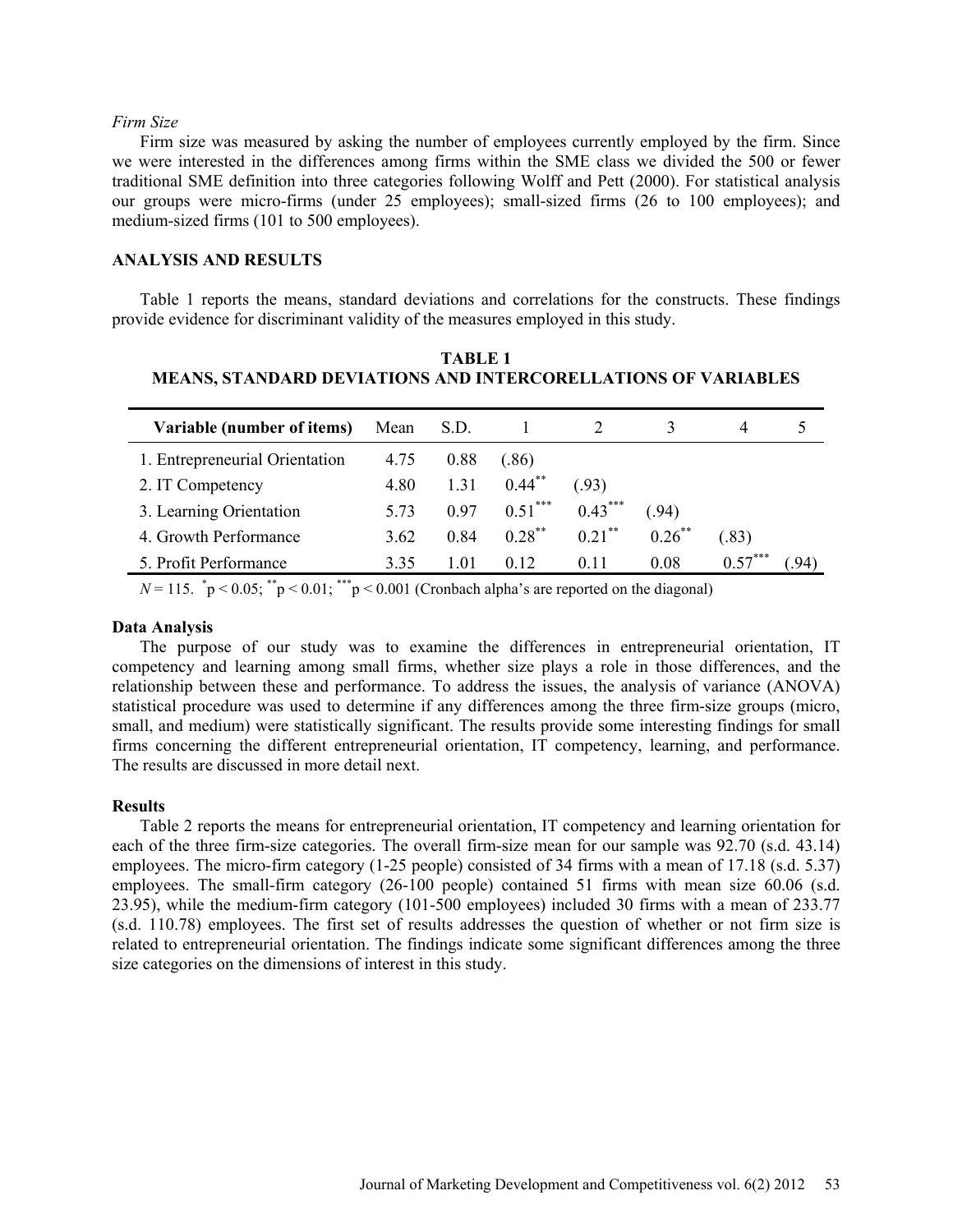*Firm Size*

Firm size was measured by asking the number of employees currently employed by the firm. Since we were interested in the differences among firms within the SME class we divided the 500 or fewer traditional SME definition into three categories following Wolff and Pett (2000). For statistical analysis our groups were micro-firms (under 25 employees); small-sized firms (26 to 100 employees); and medium-sized firms (101 to 500 employees).

## ANALYSIS AND RESULTS

Table 1 reports the means, standard deviations and correlations for the constructs. These findings provide evidence for discriminant validity of the measures employed in this study.

**TABLE 1**
**MEANS, STANDARD DEVIATIONS AND INTERCORELLATIONS OF VARIABLES**

| Variable (number of items) | Mean | S.D. | 1 | 2 | 3 | 4 | 5 |
|---|---|---|---|---|---|---|---|
| 1. Entrepreneurial Orientation | 4.75 | 0.88 | (.86) | | | | |
| 2. IT Competency | 4.80 | 1.31 | $0.44^{**}$ | (.93) | | | |
| 3. Learning Orientation | 5.73 | 0.97 | $0.51^{***}$ | $0.43^{***}$ | (.94) | | |
| 4. Growth Performance | 3.62 | 0.84 | $0.28^{**}$ | $0.21^{**}$ | $0.26^{**}$ | (.83) | |
| 5. Profit Performance | 3.35 | 1.01 | 0.12 | 0.11 | 0.08 | $0.57^{***}$ | (.94) |

$N = 115$. $^{*}p < 0.05$; $^{**}p < 0.01$; $^{***}p < 0.001$ (Cronbach alpha's are reported on the diagonal)

### Data Analysis

The purpose of our study was to examine the differences in entrepreneurial orientation, IT competency and learning among small firms, whether size plays a role in those differences, and the relationship between these and performance. To address the issues, the analysis of variance (ANOVA) statistical procedure was used to determine if any differences among the three firm-size groups (micro, small, and medium) were statistically significant. The results provide some interesting findings for small firms concerning the different entrepreneurial orientation, IT competency, learning, and performance. The results are discussed in more detail next.

### Results

Table 2 reports the means for entrepreneurial orientation, IT competency and learning orientation for each of the three firm-size categories. The overall firm-size mean for our sample was 92.70 (s.d. 43.14) employees. The micro-firm category (1-25 people) consisted of 34 firms with a mean of 17.18 (s.d. 5.37) employees. The small-firm category (26-100 people) contained 51 firms with mean size 60.06 (s.d. 23.95), while the medium-firm category (101-500 employees) included 30 firms with a mean of 233.77 (s.d. 110.78) employees. The first set of results addresses the question of whether or not firm size is related to entrepreneurial orientation. The findings indicate some significant differences among the three size categories on the dimensions of interest in this study.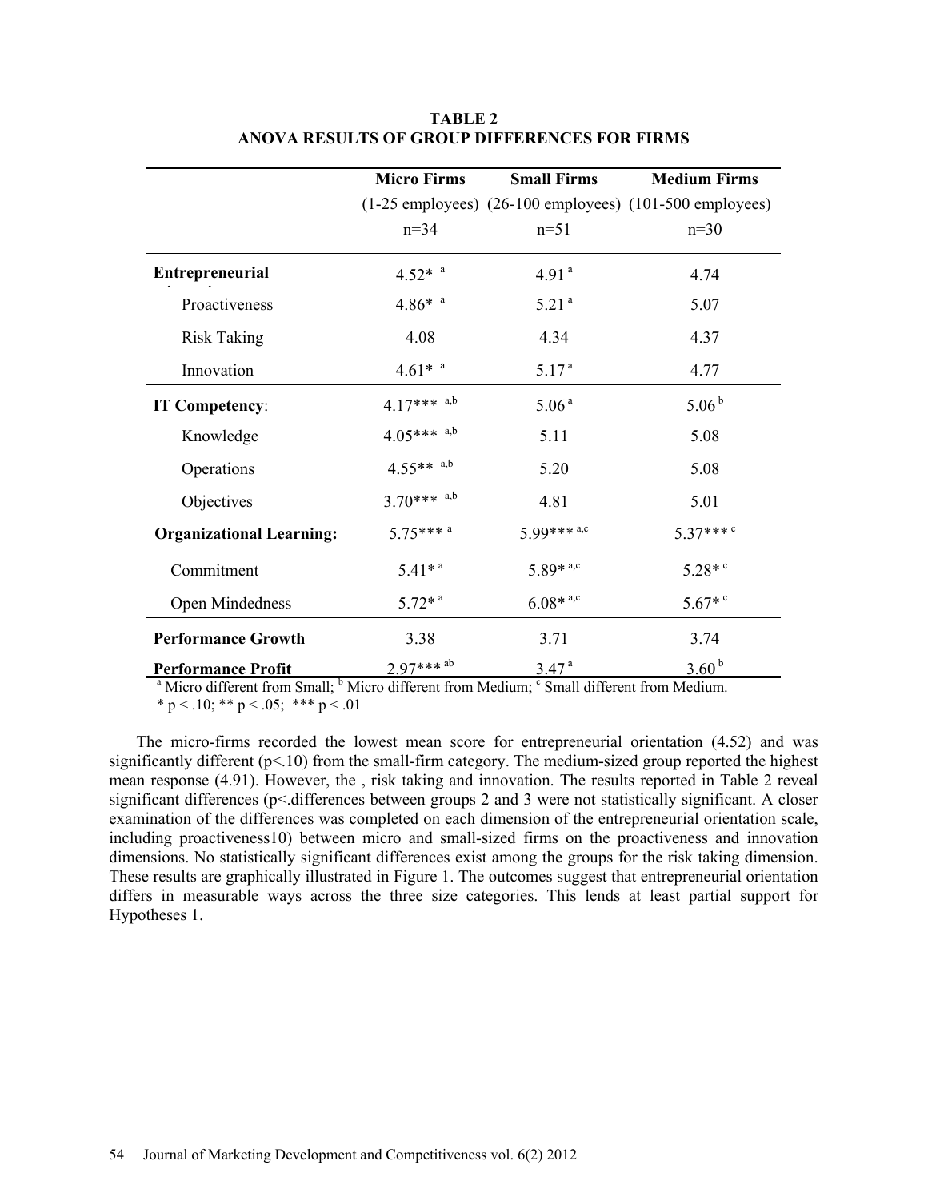**TABLE 2**
**ANOVA RESULTS OF GROUP DIFFERENCES FOR FIRMS**

| | Micro Firms (1-25 employees) n=34 | Small Firms (26-100 employees) n=51 | Medium Firms (101-500 employees) n=30 |
|---|---|---|---|
| **Entrepreneurial** | 4.52* [a] | 4.91 [a] | 4.74 |
| Proactiveness | 4.86* [a] | 5.21 [a] | 5.07 |
| Risk Taking | 4.08 | 4.34 | 4.37 |
| Innovation | 4.61* [a] | 5.17 [a] | 4.77 |
| **IT Competency**: | 4.17*** [a,b] | 5.06 [a] | 5.06 [b] |
| Knowledge | 4.05*** [a,b] | 5.11 | 5.08 |
| Operations | 4.55** [a,b] | 5.20 | 5.08 |
| Objectives | 3.70*** [a,b] | 4.81 | 5.01 |
| **Organizational Learning:** | 5.75*** [a] | 5.99*** [a,c] | 5.37*** [c] |
| Commitment | 5.41* [a] | 5.89* [a,c] | 5.28* [c] |
| Open Mindedness | 5.72* [a] | 6.08* [a,c] | 5.67* [c] |
| **Performance Growth** | 3.38 | 3.71 | 3.74 |
| **Performance Profit** | 2.97*** [ab] | 3.47 [a] | 3.60 [b] |

[a] Micro different from Small; [b] Micro different from Medium; [c] Small different from Medium.
* $p < .10$; ** $p < .05$; *** $p < .01$

The micro-firms recorded the lowest mean score for entrepreneurial orientation (4.52) and was significantly different ($p<.10$) from the small-firm category. The medium-sized group reported the highest mean response (4.91). However, the , risk taking and innovation. The results reported in Table 2 reveal significant differences (p<.differences between groups 2 and 3 were not statistically significant. A closer examination of the differences was completed on each dimension of the entrepreneurial orientation scale, including proactiveness10) between micro and small-sized firms on the proactiveness and innovation dimensions. No statistically significant differences exist among the groups for the risk taking dimension. These results are graphically illustrated in Figure 1. The outcomes suggest that entrepreneurial orientation differs in measurable ways across the three size categories. This lends at least partial support for Hypotheses 1.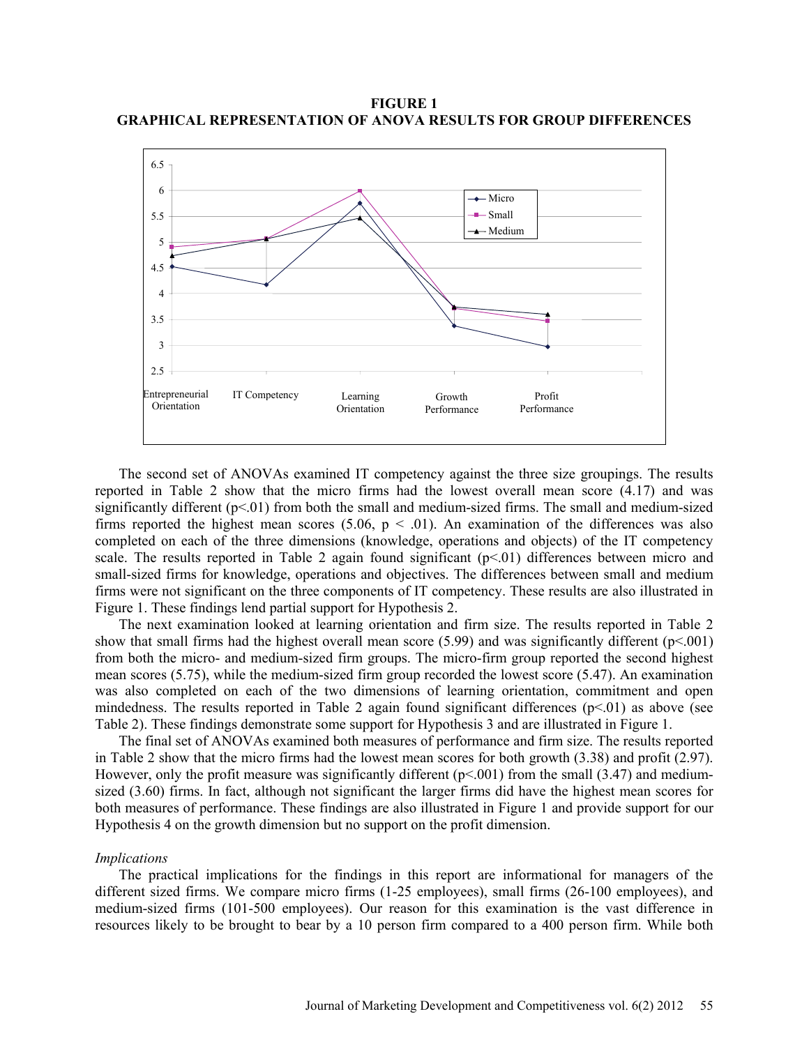**FIGURE 1**
**GRAPHICAL REPRESENTATION OF ANOVA RESULTS FOR GROUP DIFFERENCES**

The second set of ANOVAs examined IT competency against the three size groupings. The results reported in Table 2 show that the micro firms had the lowest overall mean score (4.17) and was significantly different (p<.01) from both the small and medium-sized firms. The small and medium-sized firms reported the highest mean scores (5.06, p < .01). An examination of the differences was also completed on each of the three dimensions (knowledge, operations and objects) of the IT competency scale. The results reported in Table 2 again found significant (p<.01) differences between micro and small-sized firms for knowledge, operations and objectives. The differences between small and medium firms were not significant on the three components of IT competency. These results are also illustrated in Figure 1. These findings lend partial support for Hypothesis 2.

The next examination looked at learning orientation and firm size. The results reported in Table 2 show that small firms had the highest overall mean score (5.99) and was significantly different (p<.001) from both the micro- and medium-sized firm groups. The micro-firm group reported the second highest mean scores (5.75), while the medium-sized firm group recorded the lowest score (5.47). An examination was also completed on each of the two dimensions of learning orientation, commitment and open mindedness. The results reported in Table 2 again found significant differences (p<.01) as above (see Table 2). These findings demonstrate some support for Hypothesis 3 and are illustrated in Figure 1.

The final set of ANOVAs examined both measures of performance and firm size. The results reported in Table 2 show that the micro firms had the lowest mean scores for both growth (3.38) and profit (2.97). However, only the profit measure was significantly different (p<.001) from the small (3.47) and medium-sized (3.60) firms. In fact, although not significant the larger firms did have the highest mean scores for both measures of performance. These findings are also illustrated in Figure 1 and provide support for our Hypothesis 4 on the growth dimension but no support on the profit dimension.

*Implications*

The practical implications for the findings in this report are informational for managers of the different sized firms. We compare micro firms (1-25 employees), small firms (26-100 employees), and medium-sized firms (101-500 employees). Our reason for this examination is the vast difference in resources likely to be brought to bear by a 10 person firm compared to a 400 person firm. While both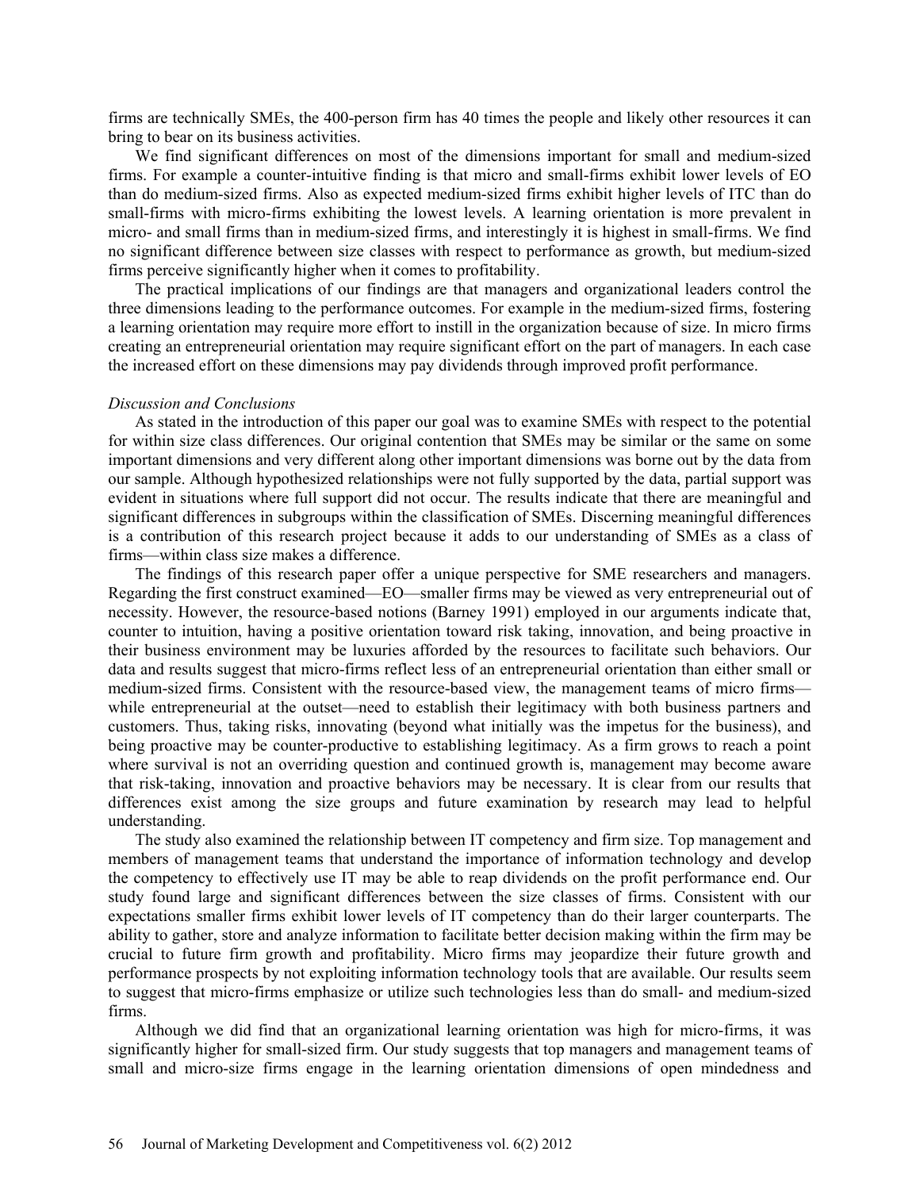firms are technically SMEs, the 400-person firm has 40 times the people and likely other resources it can bring to bear on its business activities.

We find significant differences on most of the dimensions important for small and medium-sized firms. For example a counter-intuitive finding is that micro and small-firms exhibit lower levels of EO than do medium-sized firms. Also as expected medium-sized firms exhibit higher levels of ITC than do small-firms with micro-firms exhibiting the lowest levels. A learning orientation is more prevalent in micro- and small firms than in medium-sized firms, and interestingly it is highest in small-firms. We find no significant difference between size classes with respect to performance as growth, but medium-sized firms perceive significantly higher when it comes to profitability.

The practical implications of our findings are that managers and organizational leaders control the three dimensions leading to the performance outcomes. For example in the medium-sized firms, fostering a learning orientation may require more effort to instill in the organization because of size. In micro firms creating an entrepreneurial orientation may require significant effort on the part of managers. In each case the increased effort on these dimensions may pay dividends through improved profit performance.

*Discussion and Conclusions*

As stated in the introduction of this paper our goal was to examine SMEs with respect to the potential for within size class differences. Our original contention that SMEs may be similar or the same on some important dimensions and very different along other important dimensions was borne out by the data from our sample. Although hypothesized relationships were not fully supported by the data, partial support was evident in situations where full support did not occur. The results indicate that there are meaningful and significant differences in subgroups within the classification of SMEs. Discerning meaningful differences is a contribution of this research project because it adds to our understanding of SMEs as a class of firms—within class size makes a difference.

The findings of this research paper offer a unique perspective for SME researchers and managers. Regarding the first construct examined—EO—smaller firms may be viewed as very entrepreneurial out of necessity. However, the resource-based notions (Barney 1991) employed in our arguments indicate that, counter to intuition, having a positive orientation toward risk taking, innovation, and being proactive in their business environment may be luxuries afforded by the resources to facilitate such behaviors. Our data and results suggest that micro-firms reflect less of an entrepreneurial orientation than either small or medium-sized firms. Consistent with the resource-based view, the management teams of micro firms—while entrepreneurial at the outset—need to establish their legitimacy with both business partners and customers. Thus, taking risks, innovating (beyond what initially was the impetus for the business), and being proactive may be counter-productive to establishing legitimacy. As a firm grows to reach a point where survival is not an overriding question and continued growth is, management may become aware that risk-taking, innovation and proactive behaviors may be necessary. It is clear from our results that differences exist among the size groups and future examination by research may lead to helpful understanding.

The study also examined the relationship between IT competency and firm size. Top management and members of management teams that understand the importance of information technology and develop the competency to effectively use IT may be able to reap dividends on the profit performance end. Our study found large and significant differences between the size classes of firms. Consistent with our expectations smaller firms exhibit lower levels of IT competency than do their larger counterparts. The ability to gather, store and analyze information to facilitate better decision making within the firm may be crucial to future firm growth and profitability. Micro firms may jeopardize their future growth and performance prospects by not exploiting information technology tools that are available. Our results seem to suggest that micro-firms emphasize or utilize such technologies less than do small- and medium-sized firms.

Although we did find that an organizational learning orientation was high for micro-firms, it was significantly higher for small-sized firm. Our study suggests that top managers and management teams of small and micro-size firms engage in the learning orientation dimensions of open mindedness and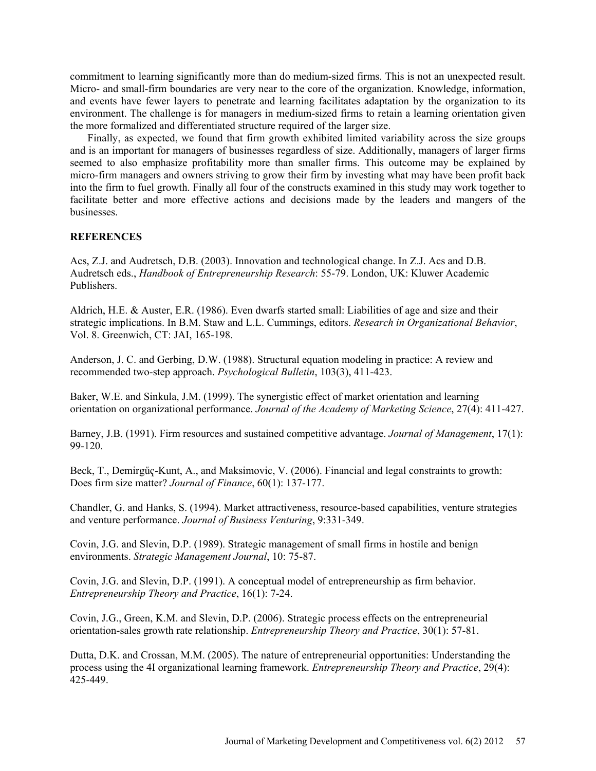commitment to learning significantly more than do medium-sized firms. This is not an unexpected result. Micro- and small-firm boundaries are very near to the core of the organization. Knowledge, information, and events have fewer layers to penetrate and learning facilitates adaptation by the organization to its environment. The challenge is for managers in medium-sized firms to retain a learning orientation given the more formalized and differentiated structure required of the larger size.

Finally, as expected, we found that firm growth exhibited limited variability across the size groups and is an important for managers of businesses regardless of size. Additionally, managers of larger firms seemed to also emphasize profitability more than smaller firms. This outcome may be explained by micro-firm managers and owners striving to grow their firm by investing what may have been profit back into the firm to fuel growth. Finally all four of the constructs examined in this study may work together to facilitate better and more effective actions and decisions made by the leaders and mangers of the businesses.

## REFERENCES

Acs, Z.J. and Audretsch, D.B. (2003). Innovation and technological change. In Z.J. Acs and D.B. Audretsch eds., *Handbook of Entrepreneurship Research*: 55-79. London, UK: Kluwer Academic Publishers.

Aldrich, H.E. & Auster, E.R. (1986). Even dwarfs started small: Liabilities of age and size and their strategic implications. In B.M. Staw and L.L. Cummings, editors. *Research in Organizational Behavior*, Vol. 8. Greenwich, CT: JAI, 165-198.

Anderson, J. C. and Gerbing, D.W. (1988). Structural equation modeling in practice: A review and recommended two-step approach. *Psychological Bulletin*, 103(3), 411-423.

Baker, W.E. and Sinkula, J.M. (1999). The synergistic effect of market orientation and learning orientation on organizational performance. *Journal of the Academy of Marketing Science*, 27(4): 411-427.

Barney, J.B. (1991). Firm resources and sustained competitive advantage. *Journal of Management*, 17(1): 99-120.

Beck, T., Demirgűç-Kunt, A., and Maksimovic, V. (2006). Financial and legal constraints to growth: Does firm size matter? *Journal of Finance*, 60(1): 137-177.

Chandler, G. and Hanks, S. (1994). Market attractiveness, resource-based capabilities, venture strategies and venture performance. *Journal of Business Venturing*, 9:331-349.

Covin, J.G. and Slevin, D.P. (1989). Strategic management of small firms in hostile and benign environments. *Strategic Management Journal*, 10: 75-87.

Covin, J.G. and Slevin, D.P. (1991). A conceptual model of entrepreneurship as firm behavior. *Entrepreneurship Theory and Practice*, 16(1): 7-24.

Covin, J.G., Green, K.M. and Slevin, D.P. (2006). Strategic process effects on the entrepreneurial orientation-sales growth rate relationship. *Entrepreneurship Theory and Practice*, 30(1): 57-81.

Dutta, D.K. and Crossan, M.M. (2005). The nature of entrepreneurial opportunities: Understanding the process using the 4I organizational learning framework. *Entrepreneurship Theory and Practice*, 29(4): 425-449.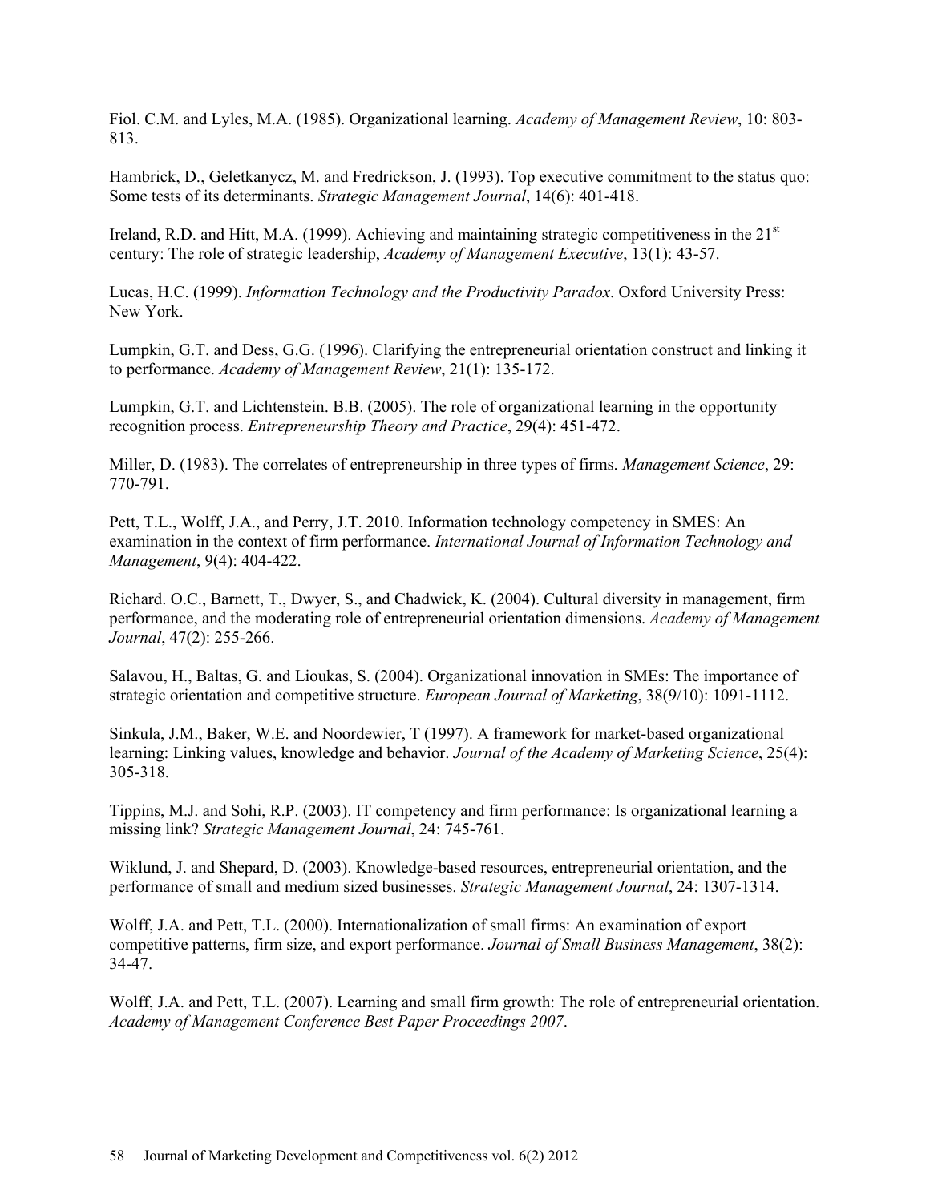Fiol. C.M. and Lyles, M.A. (1985). Organizational learning. *Academy of Management Review*, 10: 803-813.

Hambrick, D., Geletkanycz, M. and Fredrickson, J. (1993). Top executive commitment to the status quo: Some tests of its determinants. *Strategic Management Journal*, 14(6): 401-418.

Ireland, R.D. and Hitt, M.A. (1999). Achieving and maintaining strategic competitiveness in the 21st century: The role of strategic leadership, *Academy of Management Executive*, 13(1): 43-57.

Lucas, H.C. (1999). *Information Technology and the Productivity Paradox*. Oxford University Press: New York.

Lumpkin, G.T. and Dess, G.G. (1996). Clarifying the entrepreneurial orientation construct and linking it to performance. *Academy of Management Review*, 21(1): 135-172.

Lumpkin, G.T. and Lichtenstein. B.B. (2005). The role of organizational learning in the opportunity recognition process. *Entrepreneurship Theory and Practice*, 29(4): 451-472.

Miller, D. (1983). The correlates of entrepreneurship in three types of firms. *Management Science*, 29: 770-791.

Pett, T.L., Wolff, J.A., and Perry, J.T. 2010. Information technology competency in SMES: An examination in the context of firm performance. *International Journal of Information Technology and Management*, 9(4): 404-422.

Richard. O.C., Barnett, T., Dwyer, S., and Chadwick, K. (2004). Cultural diversity in management, firm performance, and the moderating role of entrepreneurial orientation dimensions. *Academy of Management Journal*, 47(2): 255-266.

Salavou, H., Baltas, G. and Lioukas, S. (2004). Organizational innovation in SMEs: The importance of strategic orientation and competitive structure. *European Journal of Marketing*, 38(9/10): 1091-1112.

Sinkula, J.M., Baker, W.E. and Noordewier, T (1997). A framework for market-based organizational learning: Linking values, knowledge and behavior. *Journal of the Academy of Marketing Science*, 25(4): 305-318.

Tippins, M.J. and Sohi, R.P. (2003). IT competency and firm performance: Is organizational learning a missing link? *Strategic Management Journal*, 24: 745-761.

Wiklund, J. and Shepard, D. (2003). Knowledge-based resources, entrepreneurial orientation, and the performance of small and medium sized businesses. *Strategic Management Journal*, 24: 1307-1314.

Wolff, J.A. and Pett, T.L. (2000). Internationalization of small firms: An examination of export competitive patterns, firm size, and export performance. *Journal of Small Business Management*, 38(2): 34-47.

Wolff, J.A. and Pett, T.L. (2007). Learning and small firm growth: The role of entrepreneurial orientation. *Academy of Management Conference Best Paper Proceedings 2007*.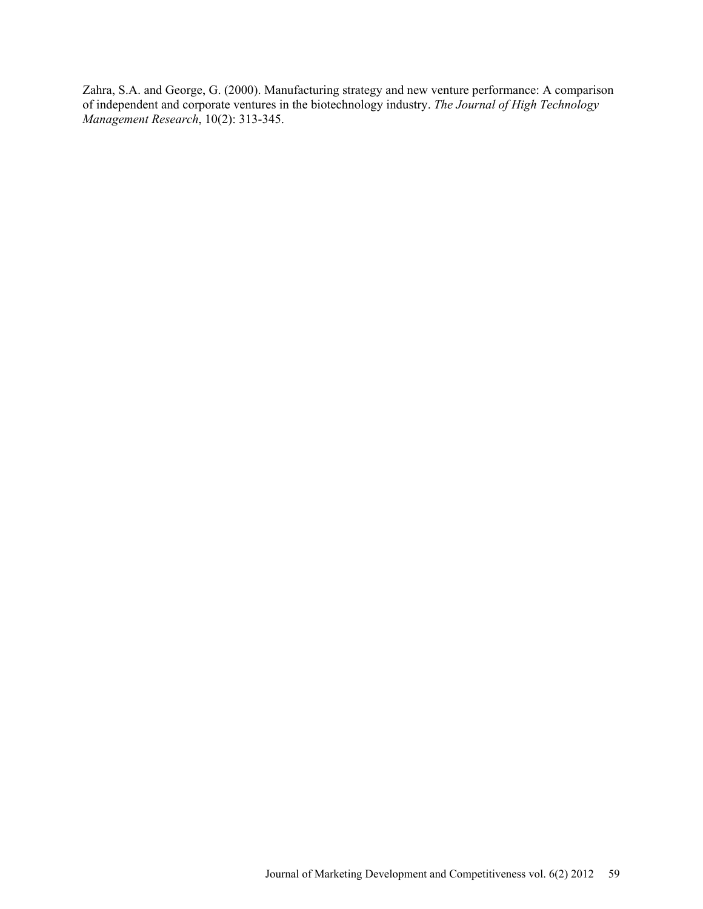Zahra, S.A. and George, G. (2000). Manufacturing strategy and new venture performance: A comparison of independent and corporate ventures in the biotechnology industry. *The Journal of High Technology Management Research*, 10(2): 313-345.